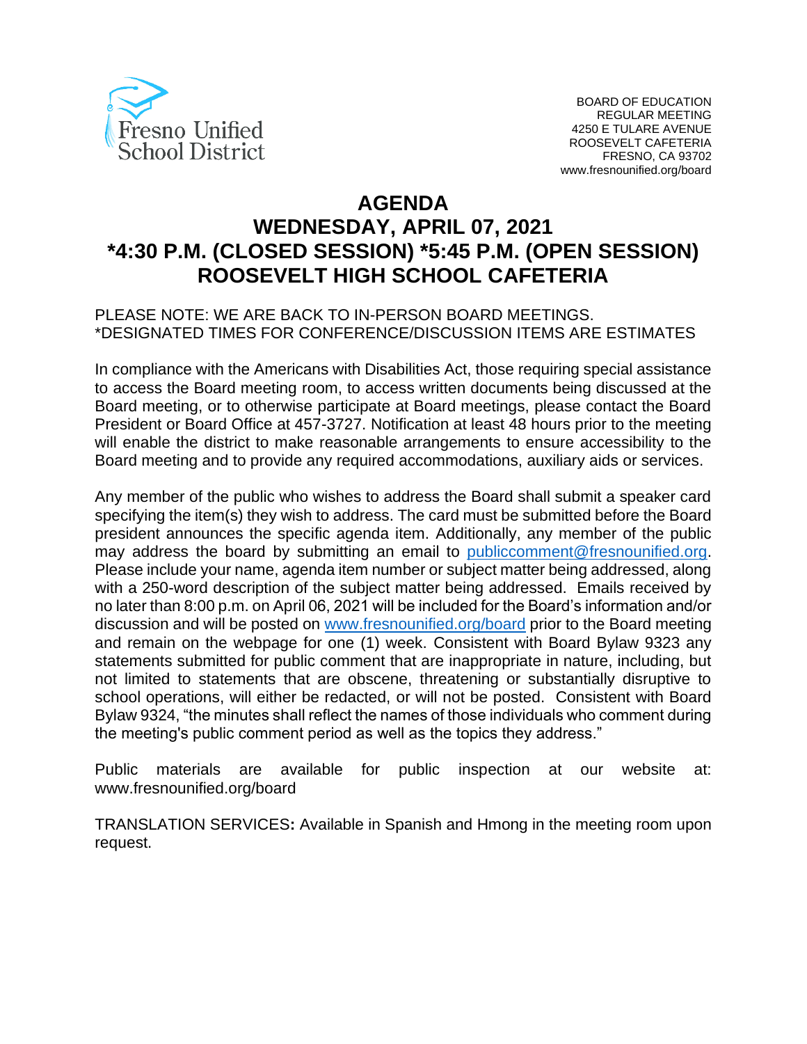Fresno Unified School District

BOARD OF EDUCATION
REGULAR MEETING
4250 E TULARE AVENUE
ROOSEVELT CAFETERIA
FRESNO, CA 93702
www.fresnounified.org/board

# AGENDA
# WEDNESDAY, APRIL 07, 2021
# *4:30 P.M. (CLOSED SESSION) *5:45 P.M. (OPEN SESSION)
# ROOSEVELT HIGH SCHOOL CAFETERIA

PLEASE NOTE: WE ARE BACK TO IN-PERSON BOARD MEETINGS.
*DESIGNATED TIMES FOR CONFERENCE/DISCUSSION ITEMS ARE ESTIMATES

In compliance with the Americans with Disabilities Act, those requiring special assistance to access the Board meeting room, to access written documents being discussed at the Board meeting, or to otherwise participate at Board meetings, please contact the Board President or Board Office at 457-3727. Notification at least 48 hours prior to the meeting will enable the district to make reasonable arrangements to ensure accessibility to the Board meeting and to provide any required accommodations, auxiliary aids or services.

Any member of the public who wishes to address the Board shall submit a speaker card specifying the item(s) they wish to address. The card must be submitted before the Board president announces the specific agenda item. Additionally, any member of the public may address the board by submitting an email to publiccomment@fresnounified.org. Please include your name, agenda item number or subject matter being addressed, along with a 250-word description of the subject matter being addressed. Emails received by no later than 8:00 p.m. on April 06, 2021 will be included for the Board's information and/or discussion and will be posted on www.fresnounified.org/board prior to the Board meeting and remain on the webpage for one (1) week. Consistent with Board Bylaw 9323 any statements submitted for public comment that are inappropriate in nature, including, but not limited to statements that are obscene, threatening or substantially disruptive to school operations, will either be redacted, or will not be posted. Consistent with Board Bylaw 9324, "the minutes shall reflect the names of those individuals who comment during the meeting's public comment period as well as the topics they address."

Public materials are available for public inspection at our website at: www.fresnounified.org/board

TRANSLATION SERVICES**:** Available in Spanish and Hmong in the meeting room upon request.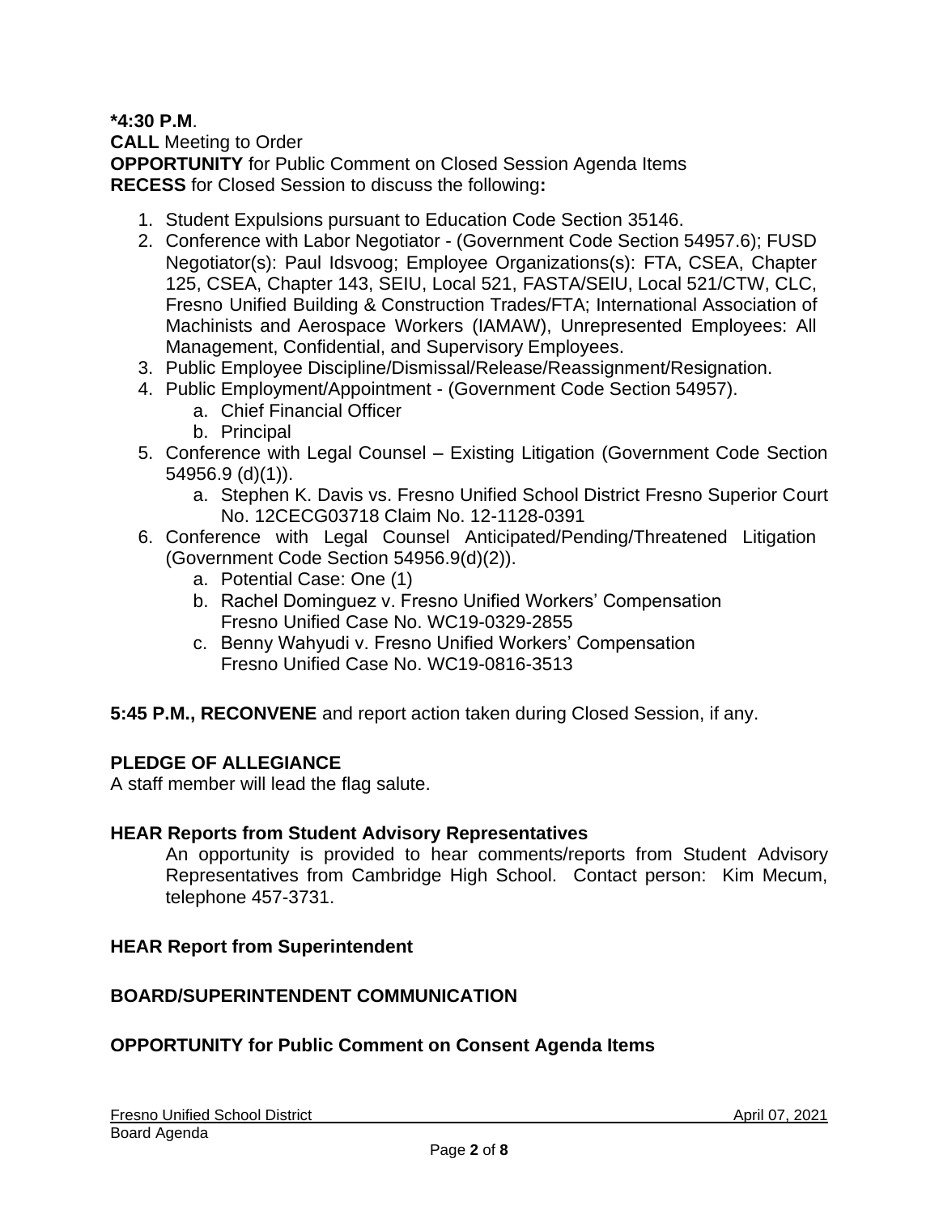**\*4:30 P.M**.
**CALL** Meeting to Order
**OPPORTUNITY** for Public Comment on Closed Session Agenda Items
**RECESS** for Closed Session to discuss the following**:**

1. Student Expulsions pursuant to Education Code Section 35146.
2. Conference with Labor Negotiator - (Government Code Section 54957.6); FUSD Negotiator(s): Paul Idsvoog; Employee Organizations(s): FTA, CSEA, Chapter 125, CSEA, Chapter 143, SEIU, Local 521, FASTA/SEIU, Local 521/CTW, CLC, Fresno Unified Building & Construction Trades/FTA; International Association of Machinists and Aerospace Workers (IAMAW), Unrepresented Employees: All Management, Confidential, and Supervisory Employees.
3. Public Employee Discipline/Dismissal/Release/Reassignment/Resignation.
4. Public Employment/Appointment - (Government Code Section 54957).
    a. Chief Financial Officer
    b. Principal
5. Conference with Legal Counsel – Existing Litigation (Government Code Section 54956.9 (d)(1)).
    a. Stephen K. Davis vs. Fresno Unified School District Fresno Superior Court No. 12CECG03718 Claim No. 12-1128-0391
6. Conference with Legal Counsel Anticipated/Pending/Threatened Litigation (Government Code Section 54956.9(d)(2)).
    a. Potential Case: One (1)
    b. Rachel Dominguez v. Fresno Unified Workers' Compensation Fresno Unified Case No. WC19-0329-2855
    c. Benny Wahyudi v. Fresno Unified Workers' Compensation Fresno Unified Case No. WC19-0816-3513

**5:45 P.M., RECONVENE** and report action taken during Closed Session, if any.

**PLEDGE OF ALLEGIANCE**
A staff member will lead the flag salute.

**HEAR Reports from Student Advisory Representatives**

An opportunity is provided to hear comments/reports from Student Advisory Representatives from Cambridge High School. Contact person: Kim Mecum, telephone 457-3731.

**HEAR Report from Superintendent**

**BOARD/SUPERINTENDENT COMMUNICATION**

**OPPORTUNITY for Public Comment on Consent Agenda Items**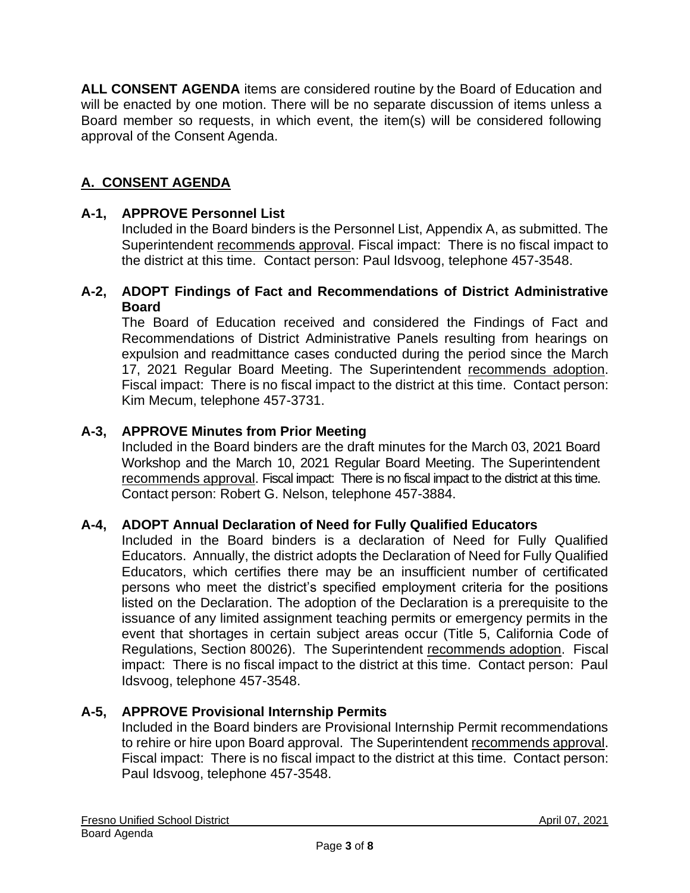**ALL CONSENT AGENDA** items are considered routine by the Board of Education and will be enacted by one motion. There will be no separate discussion of items unless a Board member so requests, in which event, the item(s) will be considered following approval of the Consent Agenda.

## A. CONSENT AGENDA

### A-1, APPROVE Personnel List

Included in the Board binders is the Personnel List, Appendix A, as submitted. The Superintendent recommends approval. Fiscal impact: There is no fiscal impact to the district at this time. Contact person: Paul Idsvoog, telephone 457-3548.

### A-2, ADOPT Findings of Fact and Recommendations of District Administrative Board

The Board of Education received and considered the Findings of Fact and Recommendations of District Administrative Panels resulting from hearings on expulsion and readmittance cases conducted during the period since the March 17, 2021 Regular Board Meeting. The Superintendent recommends adoption. Fiscal impact: There is no fiscal impact to the district at this time. Contact person: Kim Mecum, telephone 457-3731.

### A-3, APPROVE Minutes from Prior Meeting

Included in the Board binders are the draft minutes for the March 03, 2021 Board Workshop and the March 10, 2021 Regular Board Meeting. The Superintendent recommends approval. Fiscal impact: There is no fiscal impact to the district at this time. Contact person: Robert G. Nelson, telephone 457-3884.

### A-4, ADOPT Annual Declaration of Need for Fully Qualified Educators

Included in the Board binders is a declaration of Need for Fully Qualified Educators. Annually, the district adopts the Declaration of Need for Fully Qualified Educators, which certifies there may be an insufficient number of certificated persons who meet the district's specified employment criteria for the positions listed on the Declaration. The adoption of the Declaration is a prerequisite to the issuance of any limited assignment teaching permits or emergency permits in the event that shortages in certain subject areas occur (Title 5, California Code of Regulations, Section 80026). The Superintendent recommends adoption. Fiscal impact: There is no fiscal impact to the district at this time. Contact person: Paul Idsvoog, telephone 457-3548.

### A-5, APPROVE Provisional Internship Permits

Included in the Board binders are Provisional Internship Permit recommendations to rehire or hire upon Board approval. The Superintendent recommends approval. Fiscal impact: There is no fiscal impact to the district at this time. Contact person: Paul Idsvoog, telephone 457-3548.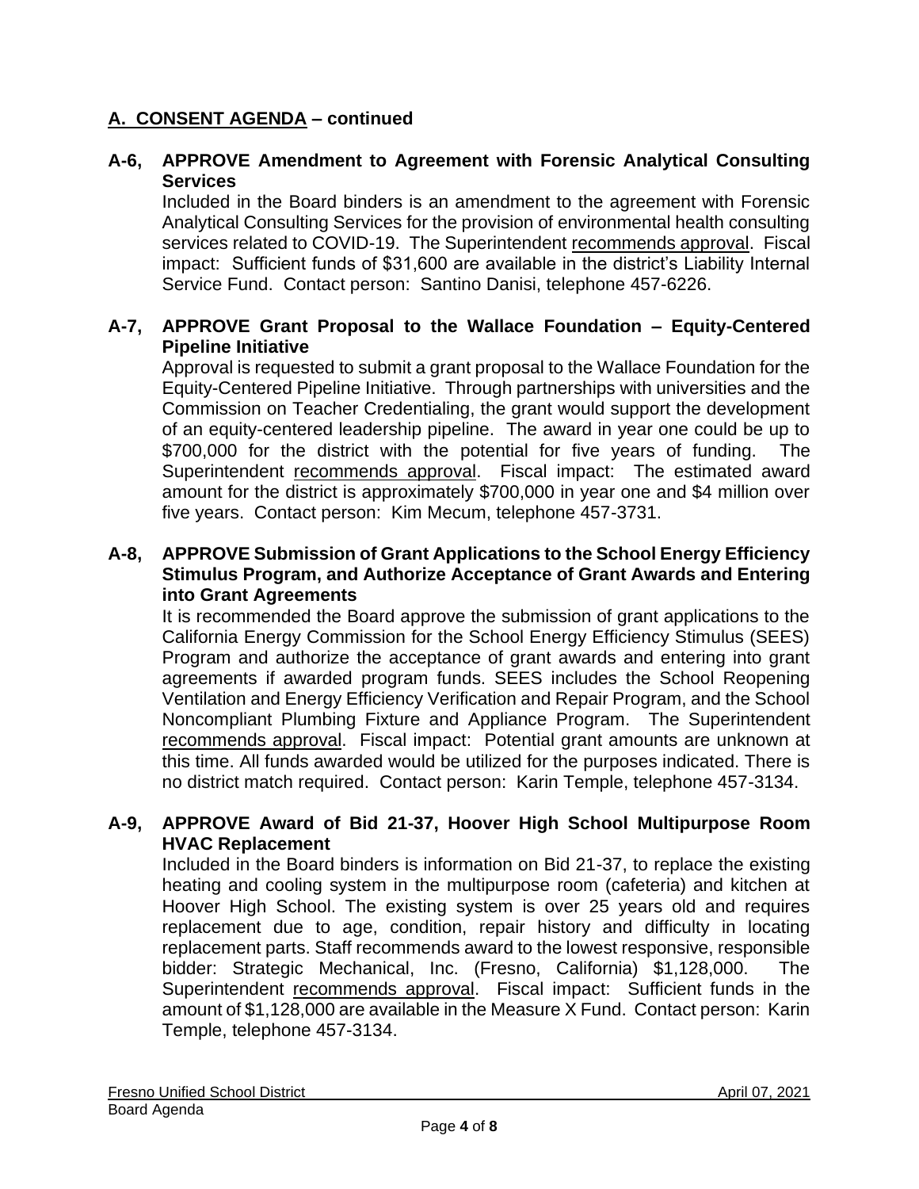## A. CONSENT AGENDA – continued

### A-6, APPROVE Amendment to Agreement with Forensic Analytical Consulting Services

Included in the Board binders is an amendment to the agreement with Forensic Analytical Consulting Services for the provision of environmental health consulting services related to COVID-19. The Superintendent recommends approval. Fiscal impact: Sufficient funds of $31,600 are available in the district's Liability Internal Service Fund. Contact person: Santino Danisi, telephone 457-6226.

### A-7, APPROVE Grant Proposal to the Wallace Foundation – Equity-Centered Pipeline Initiative

Approval is requested to submit a grant proposal to the Wallace Foundation for the Equity-Centered Pipeline Initiative. Through partnerships with universities and the Commission on Teacher Credentialing, the grant would support the development of an equity-centered leadership pipeline. The award in year one could be up to $700,000 for the district with the potential for five years of funding. The Superintendent recommends approval. Fiscal impact: The estimated award amount for the district is approximately $700,000 in year one and $4 million over five years. Contact person: Kim Mecum, telephone 457-3731.

### A-8, APPROVE Submission of Grant Applications to the School Energy Efficiency Stimulus Program, and Authorize Acceptance of Grant Awards and Entering into Grant Agreements

It is recommended the Board approve the submission of grant applications to the California Energy Commission for the School Energy Efficiency Stimulus (SEES) Program and authorize the acceptance of grant awards and entering into grant agreements if awarded program funds. SEES includes the School Reopening Ventilation and Energy Efficiency Verification and Repair Program, and the School Noncompliant Plumbing Fixture and Appliance Program. The Superintendent recommends approval. Fiscal impact: Potential grant amounts are unknown at this time. All funds awarded would be utilized for the purposes indicated. There is no district match required. Contact person: Karin Temple, telephone 457-3134.

### A-9, APPROVE Award of Bid 21-37, Hoover High School Multipurpose Room HVAC Replacement

Included in the Board binders is information on Bid 21-37, to replace the existing heating and cooling system in the multipurpose room (cafeteria) and kitchen at Hoover High School. The existing system is over 25 years old and requires replacement due to age, condition, repair history and difficulty in locating replacement parts. Staff recommends award to the lowest responsive, responsible bidder: Strategic Mechanical, Inc. (Fresno, California) $1,128,000. The Superintendent recommends approval. Fiscal impact: Sufficient funds in the amount of $1,128,000 are available in the Measure X Fund. Contact person: Karin Temple, telephone 457-3134.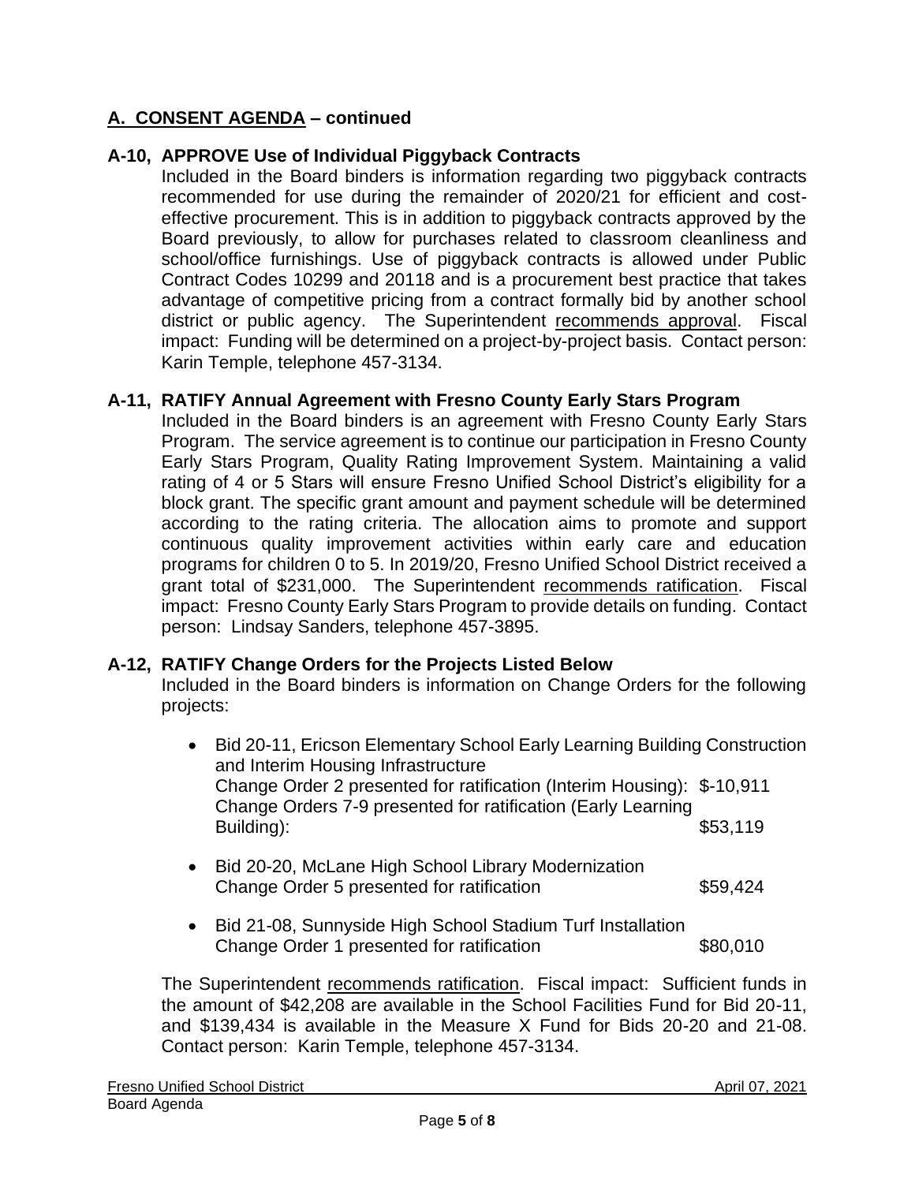## A. CONSENT AGENDA – continued

### A-10, APPROVE Use of Individual Piggyback Contracts

Included in the Board binders is information regarding two piggyback contracts recommended for use during the remainder of 2020/21 for efficient and cost-effective procurement. This is in addition to piggyback contracts approved by the Board previously, to allow for purchases related to classroom cleanliness and school/office furnishings. Use of piggyback contracts is allowed under Public Contract Codes 10299 and 20118 and is a procurement best practice that takes advantage of competitive pricing from a contract formally bid by another school district or public agency. The Superintendent recommends approval. Fiscal impact: Funding will be determined on a project-by-project basis. Contact person: Karin Temple, telephone 457-3134.

### A-11, RATIFY Annual Agreement with Fresno County Early Stars Program

Included in the Board binders is an agreement with Fresno County Early Stars Program. The service agreement is to continue our participation in Fresno County Early Stars Program, Quality Rating Improvement System. Maintaining a valid rating of 4 or 5 Stars will ensure Fresno Unified School District's eligibility for a block grant. The specific grant amount and payment schedule will be determined according to the rating criteria. The allocation aims to promote and support continuous quality improvement activities within early care and education programs for children 0 to 5. In 2019/20, Fresno Unified School District received a grant total of $231,000. The Superintendent recommends ratification. Fiscal impact: Fresno County Early Stars Program to provide details on funding. Contact person: Lindsay Sanders, telephone 457-3895.

### A-12, RATIFY Change Orders for the Projects Listed Below

Included in the Board binders is information on Change Orders for the following projects:

- Bid 20-11, Ericson Elementary School Early Learning Building Construction and Interim Housing Infrastructure
  Change Order 2 presented for ratification (Interim Housing): $-10,911
  Change Orders 7-9 presented for ratification (Early Learning Building): $53,119
- Bid 20-20, McLane High School Library Modernization
  Change Order 5 presented for ratification $59,424
- Bid 21-08, Sunnyside High School Stadium Turf Installation
  Change Order 1 presented for ratification $80,010

The Superintendent recommends ratification. Fiscal impact: Sufficient funds in the amount of $42,208 are available in the School Facilities Fund for Bid 20-11, and $139,434 is available in the Measure X Fund for Bids 20-20 and 21-08. Contact person: Karin Temple, telephone 457-3134.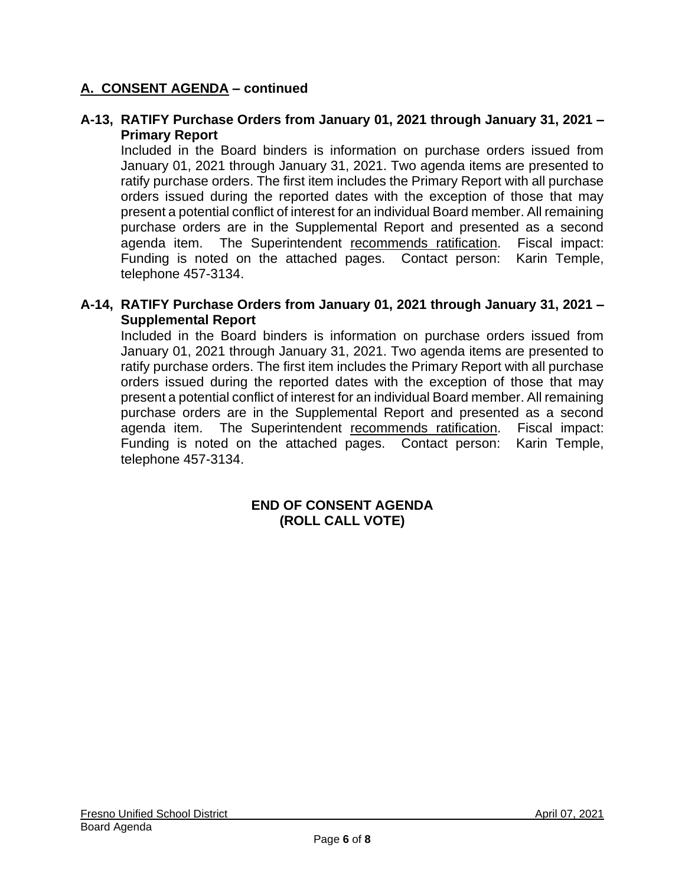## A. CONSENT AGENDA – continued

**A-13, RATIFY Purchase Orders from January 01, 2021 through January 31, 2021 – Primary Report**

Included in the Board binders is information on purchase orders issued from January 01, 2021 through January 31, 2021. Two agenda items are presented to ratify purchase orders. The first item includes the Primary Report with all purchase orders issued during the reported dates with the exception of those that may present a potential conflict of interest for an individual Board member. All remaining purchase orders are in the Supplemental Report and presented as a second agenda item. The Superintendent recommends ratification. Fiscal impact: Funding is noted on the attached pages. Contact person: Karin Temple, telephone 457-3134.

**A-14, RATIFY Purchase Orders from January 01, 2021 through January 31, 2021 – Supplemental Report**

Included in the Board binders is information on purchase orders issued from January 01, 2021 through January 31, 2021. Two agenda items are presented to ratify purchase orders. The first item includes the Primary Report with all purchase orders issued during the reported dates with the exception of those that may present a potential conflict of interest for an individual Board member. All remaining purchase orders are in the Supplemental Report and presented as a second agenda item. The Superintendent recommends ratification. Fiscal impact: Funding is noted on the attached pages. Contact person: Karin Temple, telephone 457-3134.

**END OF CONSENT AGENDA**
**(ROLL CALL VOTE)**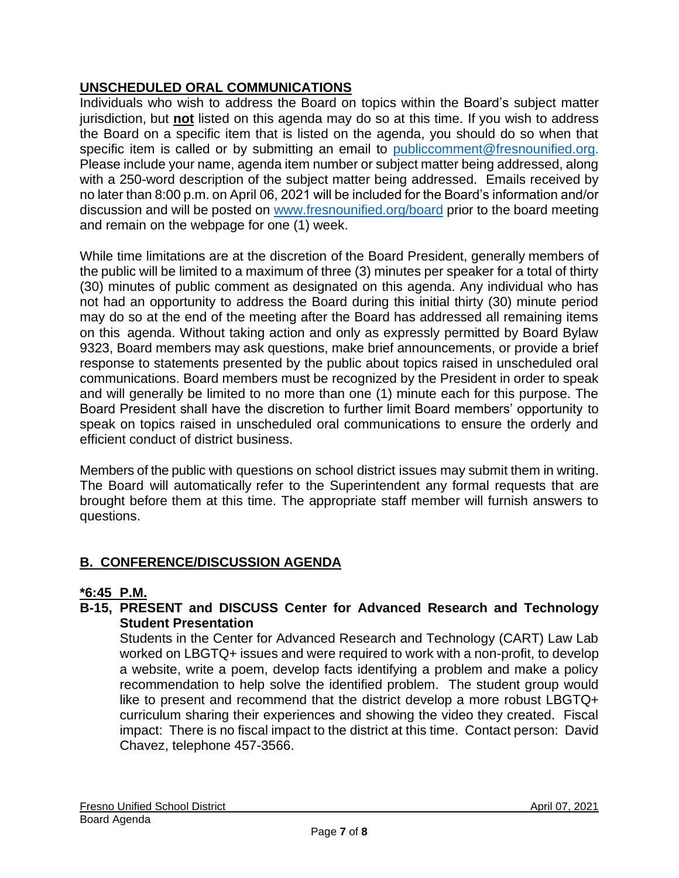## UNSCHEDULED ORAL COMMUNICATIONS

Individuals who wish to address the Board on topics within the Board's subject matter jurisdiction, but **not** listed on this agenda may do so at this time. If you wish to address the Board on a specific item that is listed on the agenda, you should do so when that specific item is called or by submitting an email to publiccomment@fresnounified.org. Please include your name, agenda item number or subject matter being addressed, along with a 250-word description of the subject matter being addressed. Emails received by no later than 8:00 p.m. on April 06, 2021 will be included for the Board's information and/or discussion and will be posted on www.fresnounified.org/board prior to the board meeting and remain on the webpage for one (1) week.

While time limitations are at the discretion of the Board President, generally members of the public will be limited to a maximum of three (3) minutes per speaker for a total of thirty (30) minutes of public comment as designated on this agenda. Any individual who has not had an opportunity to address the Board during this initial thirty (30) minute period may do so at the end of the meeting after the Board has addressed all remaining items on this agenda. Without taking action and only as expressly permitted by Board Bylaw 9323, Board members may ask questions, make brief announcements, or provide a brief response to statements presented by the public about topics raised in unscheduled oral communications. Board members must be recognized by the President in order to speak and will generally be limited to no more than one (1) minute each for this purpose. The Board President shall have the discretion to further limit Board members' opportunity to speak on topics raised in unscheduled oral communications to ensure the orderly and efficient conduct of district business.

Members of the public with questions on school district issues may submit them in writing. The Board will automatically refer to the Superintendent any formal requests that are brought before them at this time. The appropriate staff member will furnish answers to questions.

## B. CONFERENCE/DISCUSSION AGENDA

**\*6:45 P.M.**

**B-15, PRESENT and DISCUSS Center for Advanced Research and Technology Student Presentation**

Students in the Center for Advanced Research and Technology (CART) Law Lab worked on LBGTQ+ issues and were required to work with a non-profit, to develop a website, write a poem, develop facts identifying a problem and make a policy recommendation to help solve the identified problem. The student group would like to present and recommend that the district develop a more robust LBGTQ+ curriculum sharing their experiences and showing the video they created. Fiscal impact: There is no fiscal impact to the district at this time. Contact person: David Chavez, telephone 457-3566.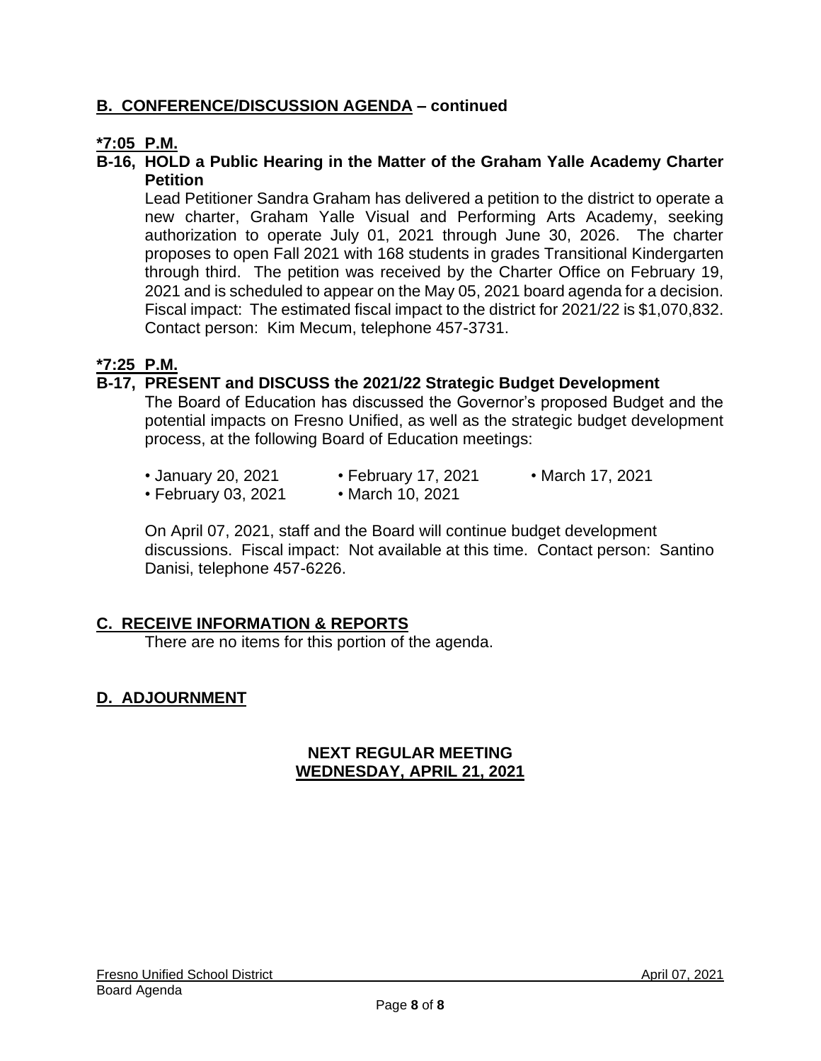## B. CONFERENCE/DISCUSSION AGENDA – continued

**\*7:05 P.M.**

**B-16, HOLD a Public Hearing in the Matter of the Graham Yalle Academy Charter Petition**

Lead Petitioner Sandra Graham has delivered a petition to the district to operate a new charter, Graham Yalle Visual and Performing Arts Academy, seeking authorization to operate July 01, 2021 through June 30, 2026. The charter proposes to open Fall 2021 with 168 students in grades Transitional Kindergarten through third. The petition was received by the Charter Office on February 19, 2021 and is scheduled to appear on the May 05, 2021 board agenda for a decision. Fiscal impact: The estimated fiscal impact to the district for 2021/22 is $1,070,832. Contact person: Kim Mecum, telephone 457-3731.

**\*7:25 P.M.**

**B-17, PRESENT and DISCUSS the 2021/22 Strategic Budget Development**

The Board of Education has discussed the Governor's proposed Budget and the potential impacts on Fresno Unified, as well as the strategic budget development process, at the following Board of Education meetings:

- January 20, 2021
- February 03, 2021
- February 17, 2021
- March 10, 2021
- March 17, 2021

On April 07, 2021, staff and the Board will continue budget development discussions. Fiscal impact: Not available at this time. Contact person: Santino Danisi, telephone 457-6226.

## C. RECEIVE INFORMATION & REPORTS

There are no items for this portion of the agenda.

## D. ADJOURNMENT

**NEXT REGULAR MEETING**
**WEDNESDAY, APRIL 21, 2021**